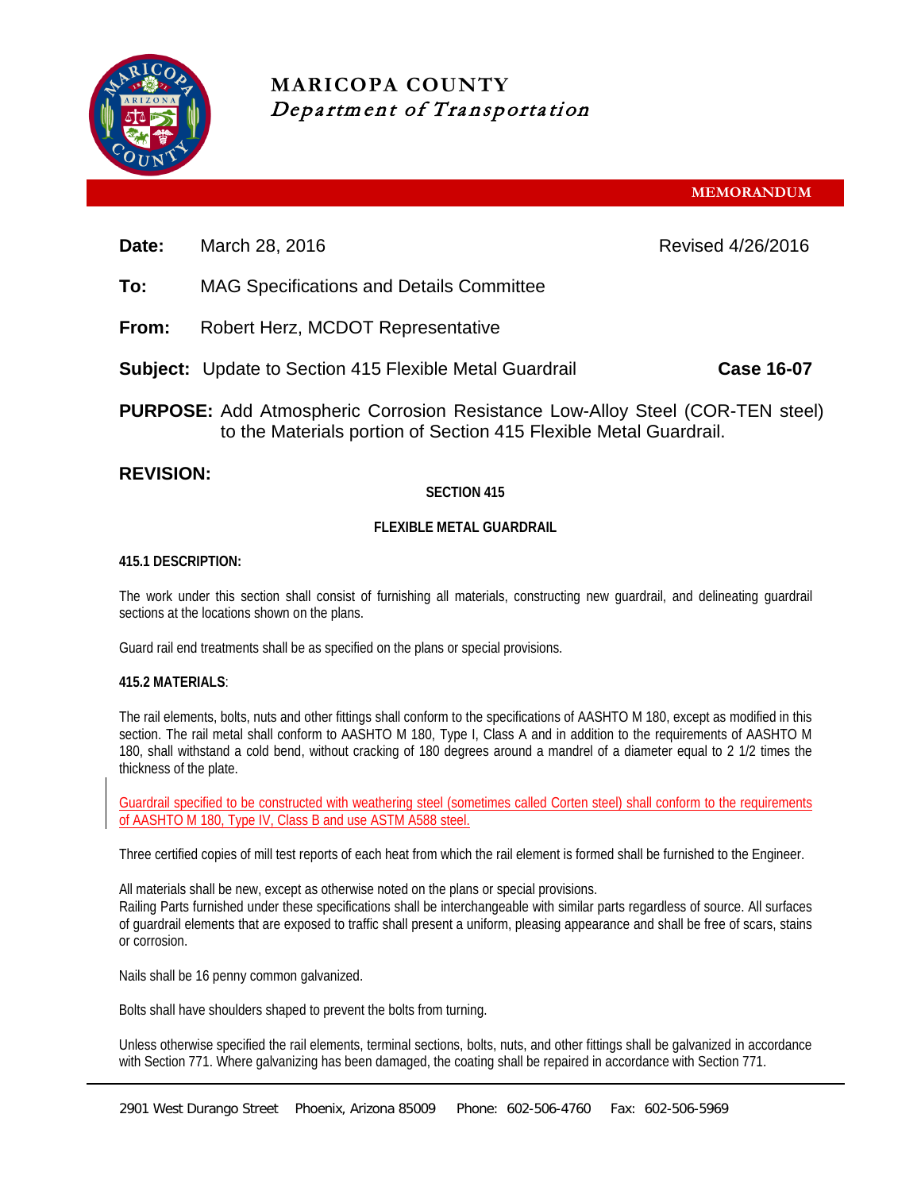# MARICOPA COUNTY
*Department of Transportation*

**MEMORANDUM**

**Date:** March 28, 2016 Revised 4/26/2016

**To:** MAG Specifications and Details Committee

**From:** Robert Herz, MCDOT Representative

**Subject:** Update to Section 415 Flexible Metal Guardrail **Case 16-07**

**PURPOSE:** Add Atmospheric Corrosion Resistance Low-Alloy Steel (COR-TEN steel) to the Materials portion of Section 415 Flexible Metal Guardrail.

## REVISION:

**SECTION 415**

**FLEXIBLE METAL GUARDRAIL**

**415.1 DESCRIPTION:**

The work under this section shall consist of furnishing all materials, constructing new guardrail, and delineating guardrail sections at the locations shown on the plans.

Guard rail end treatments shall be as specified on the plans or special provisions.

**415.2 MATERIALS**:

The rail elements, bolts, nuts and other fittings shall conform to the specifications of AASHTO M 180, except as modified in this section. The rail metal shall conform to AASHTO M 180, Type I, Class A and in addition to the requirements of AASHTO M 180, shall withstand a cold bend, without cracking of 180 degrees around a mandrel of a diameter equal to 2 1/2 times the thickness of the plate.

Guardrail specified to be constructed with weathering steel (sometimes called Corten steel) shall conform to the requirements of AASHTO M 180, Type IV, Class B and use ASTM A588 steel.

Three certified copies of mill test reports of each heat from which the rail element is formed shall be furnished to the Engineer.

All materials shall be new, except as otherwise noted on the plans or special provisions.
Railing Parts furnished under these specifications shall be interchangeable with similar parts regardless of source. All surfaces of guardrail elements that are exposed to traffic shall present a uniform, pleasing appearance and shall be free of scars, stains or corrosion.

Nails shall be 16 penny common galvanized.

Bolts shall have shoulders shaped to prevent the bolts from turning.

Unless otherwise specified the rail elements, terminal sections, bolts, nuts, and other fittings shall be galvanized in accordance with Section 771. Where galvanizing has been damaged, the coating shall be repaired in accordance with Section 771.

2901 West Durango Street Phoenix, Arizona 85009 Phone: 602-506-4760 Fax: 602-506-5969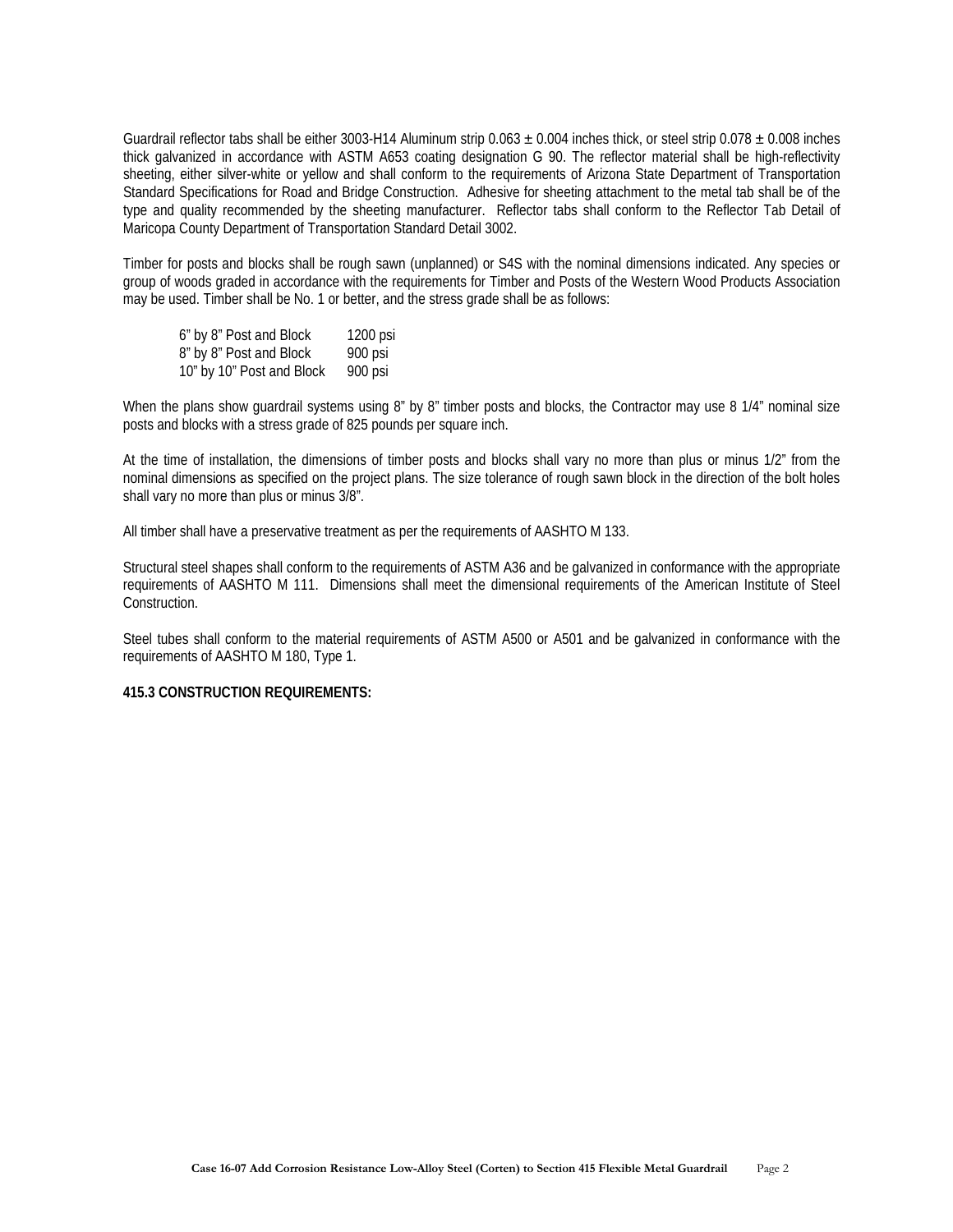Guardrail reflector tabs shall be either 3003-H14 Aluminum strip 0.063 ± 0.004 inches thick, or steel strip 0.078 ± 0.008 inches thick galvanized in accordance with ASTM A653 coating designation G 90. The reflector material shall be high-reflectivity sheeting, either silver-white or yellow and shall conform to the requirements of Arizona State Department of Transportation Standard Specifications for Road and Bridge Construction. Adhesive for sheeting attachment to the metal tab shall be of the type and quality recommended by the sheeting manufacturer. Reflector tabs shall conform to the Reflector Tab Detail of Maricopa County Department of Transportation Standard Detail 3002.

Timber for posts and blocks shall be rough sawn (unplanned) or S4S with the nominal dimensions indicated. Any species or group of woods graded in accordance with the requirements for Timber and Posts of the Western Wood Products Association may be used. Timber shall be No. 1 or better, and the stress grade shall be as follows:

| | |
|---|---|
| 6" by 8" Post and Block | 1200 psi |
| 8" by 8" Post and Block | 900 psi |
| 10" by 10" Post and Block | 900 psi |

When the plans show guardrail systems using 8" by 8" timber posts and blocks, the Contractor may use 8 1/4" nominal size posts and blocks with a stress grade of 825 pounds per square inch.

At the time of installation, the dimensions of timber posts and blocks shall vary no more than plus or minus 1/2" from the nominal dimensions as specified on the project plans. The size tolerance of rough sawn block in the direction of the bolt holes shall vary no more than plus or minus 3/8".

All timber shall have a preservative treatment as per the requirements of AASHTO M 133.

Structural steel shapes shall conform to the requirements of ASTM A36 and be galvanized in conformance with the appropriate requirements of AASHTO M 111. Dimensions shall meet the dimensional requirements of the American Institute of Steel Construction.

Steel tubes shall conform to the material requirements of ASTM A500 or A501 and be galvanized in conformance with the requirements of AASHTO M 180, Type 1.

**415.3 CONSTRUCTION REQUIREMENTS:**